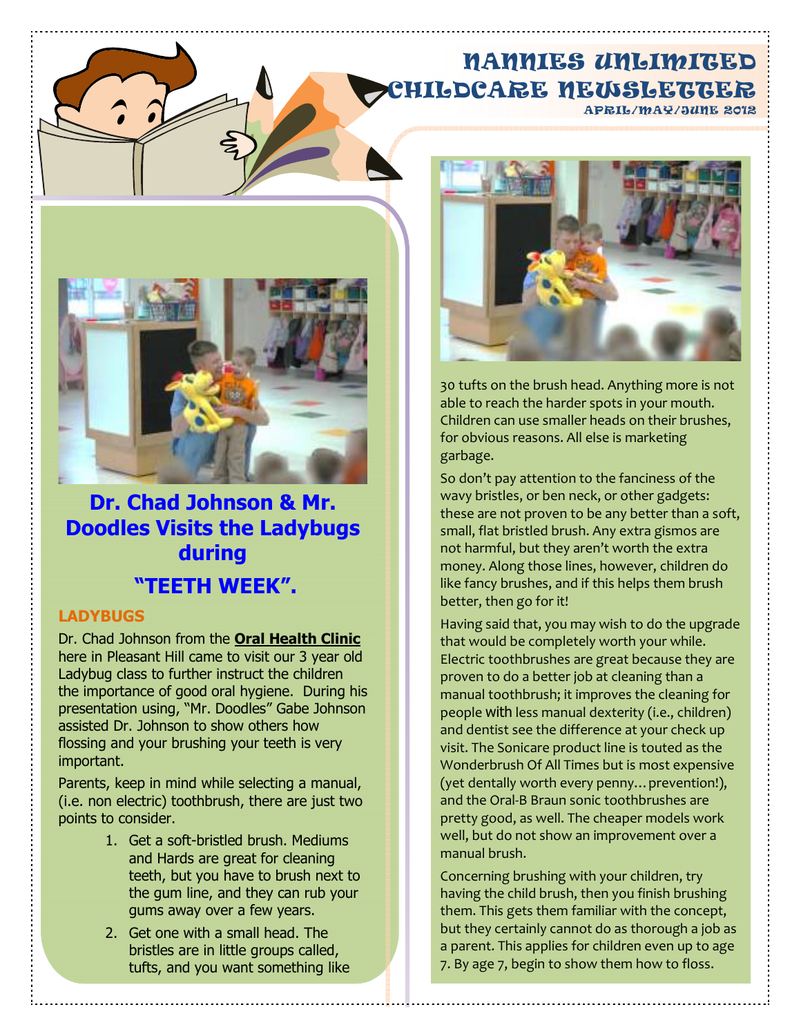# NANNIES UNLIMITED CHILDCARE NEWSLETTER

APRIL/MAY/JUNE 2012

## Dr. Chad Johnson & Mr. Doodles Visits the Ladybugs during "TEETH WEEK".

### LADYBUGS

Dr. Chad Johnson from the **Oral Health Clinic** here in Pleasant Hill came to visit our 3 year old Ladybug class to further instruct the children the importance of good oral hygiene. During his presentation using, "Mr. Doodles" Gabe Johnson assisted Dr. Johnson to show others how flossing and your brushing your teeth is very important.

Parents, keep in mind while selecting a manual, (i.e. non electric) toothbrush, there are just two points to consider.

1. Get a soft-bristled brush. Mediums and Hards are great for cleaning teeth, but you have to brush next to the gum line, and they can rub your gums away over a few years.
2. Get one with a small head. The bristles are in little groups called, tufts, and you want something like 30 tufts on the brush head. Anything more is not able to reach the harder spots in your mouth. Children can use smaller heads on their brushes, for obvious reasons. All else is marketing garbage.

So don't pay attention to the fanciness of the wavy bristles, or ben neck, or other gadgets: these are not proven to be any better than a soft, small, flat bristled brush. Any extra gismos are not harmful, but they aren't worth the extra money. Along those lines, however, children do like fancy brushes, and if this helps them brush better, then go for it!

Having said that, you may wish to do the upgrade that would be completely worth your while. Electric toothbrushes are great because they are proven to do a better job at cleaning than a manual toothbrush; it improves the cleaning for people with less manual dexterity (i.e., children) and dentist see the difference at your check up visit. The Sonicare product line is touted as the Wonderbrush Of All Times but is most expensive (yet dentally worth every penny…prevention!), and the Oral-B Braun sonic toothbrushes are pretty good, as well. The cheaper models work well, but do not show an improvement over a manual brush.

Concerning brushing with your children, try having the child brush, then you finish brushing them. This gets them familiar with the concept, but they certainly cannot do as thorough a job as a parent. This applies for children even up to age 7. By age 7, begin to show them how to floss.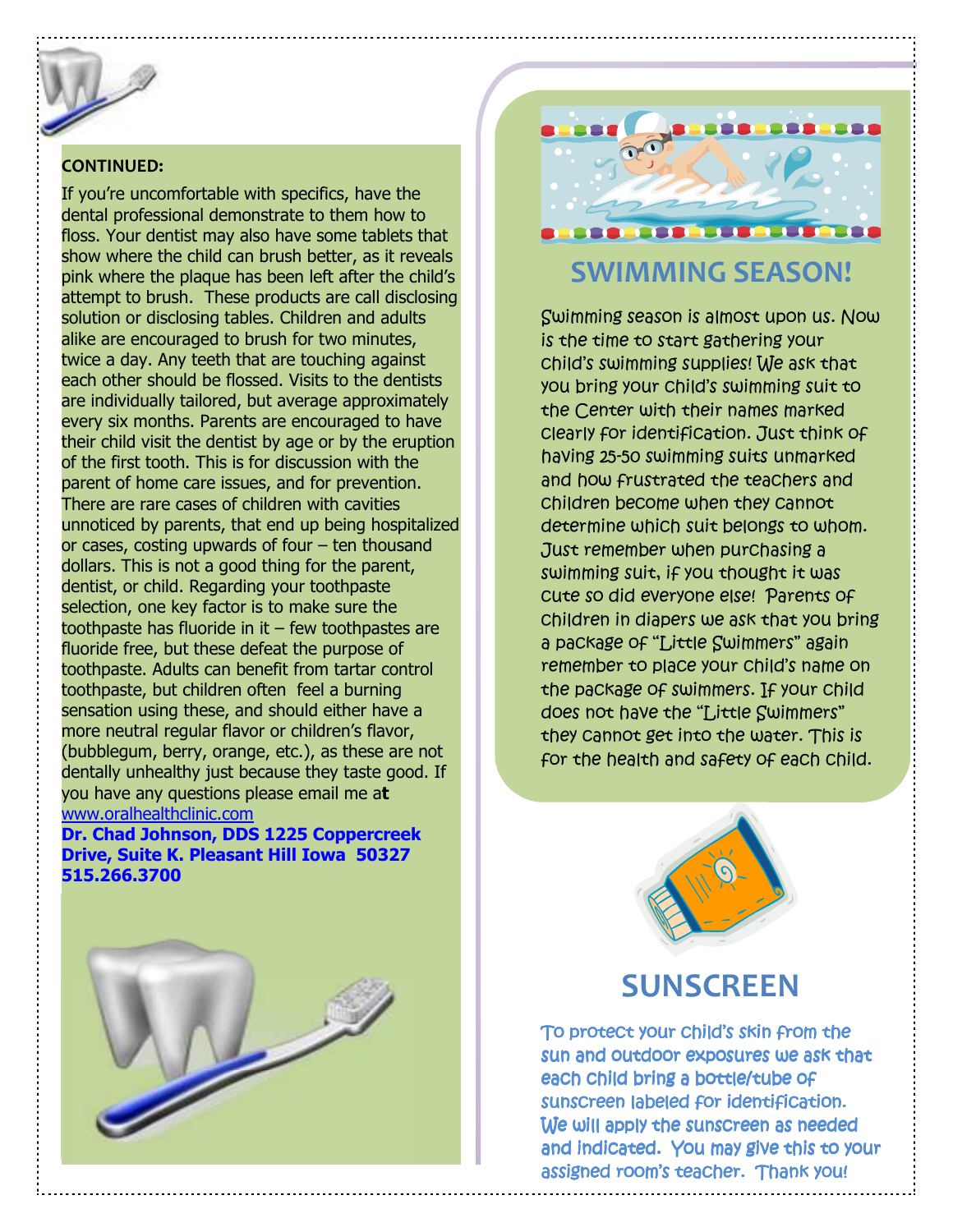**CONTINUED:**

If you're uncomfortable with specifics, have the dental professional demonstrate to them how to floss. Your dentist may also have some tablets that show where the child can brush better, as it reveals pink where the plaque has been left after the child's attempt to brush. These products are call disclosing solution or disclosing tables. Children and adults alike are encouraged to brush for two minutes, twice a day. Any teeth that are touching against each other should be flossed. Visits to the dentists are individually tailored, but average approximately every six months. Parents are encouraged to have their child visit the dentist by age or by the eruption of the first tooth. This is for discussion with the parent of home care issues, and for prevention. There are rare cases of children with cavities unnoticed by parents, that end up being hospitalized or cases, costing upwards of four – ten thousand dollars. This is not a good thing for the parent, dentist, or child. Regarding your toothpaste selection, one key factor is to make sure the toothpaste has fluoride in it – few toothpastes are fluoride free, but these defeat the purpose of toothpaste. Adults can benefit from tartar control toothpaste, but children often feel a burning sensation using these, and should either have a more neutral regular flavor or children's flavor, (bubblegum, berry, orange, etc.), as these are not dentally unhealthy just because they taste good. If you have any questions please email me a**t** www.oralhealthclinic.com

**Dr. Chad Johnson, DDS 1225 Coppercreek Drive, Suite K. Pleasant Hill Iowa 50327 515.266.3700**

## SWIMMING SEASON!

Swimming season is almost upon us. Now is the time to start gathering your child's swimming supplies! We ask that you bring your child's swimming suit to the Center with their names marked clearly for identification. Just think of having 25-50 swimming suits unmarked and how frustrated the teachers and children become when they cannot determine which suit belongs to whom. Just remember when purchasing a swimming suit, if you thought it was cute so did everyone else! Parents of children in diapers we ask that you bring a package of "Little Swimmers" again remember to place your child's name on the package of swimmers. If your child does not have the "Little Swimmers" they cannot get into the water. This is for the health and safety of each child.

## SUNSCREEN

To protect your child's skin from the sun and outdoor exposures we ask that each child bring a bottle/tube of sunscreen labeled for identification. We will apply the sunscreen as needed and indicated. You may give this to your assigned room's teacher. Thank you!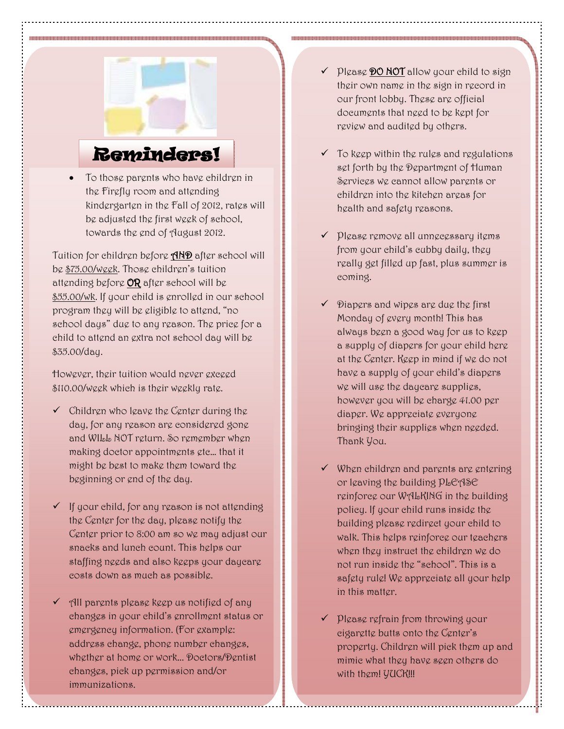# Reminders!

- To those parents who have children in the Firefly room and attending kindergarten in the Fall of 2012, rates will be adjusted the first week of school, towards the end of August 2012.

Tuition for children before **AND** after school will be $75.00/week. Those children's tuition attending before **OR** after school will be $55.00/wk. If your child is enrolled in our school program they will be eligible to attend, "no school days" due to any reason. The price for a child to attend an extra not school day will be $35.00/day.

However, their tuition would never exceed $110.00/week which is their weekly rate.

- ✓ Children who leave the Center during the day, for any reason are considered gone and WILL NOT return. So remember when making doctor appointments etc... that it might be best to make them toward the beginning or end of the day.

- ✓ If your child, for any reason is not attending the Center for the day, please notify the Center prior to 8:00 am so we may adjust our snacks and lunch count. This helps our staffing needs and also keeps your daycare costs down as much as possible.

- ✓ All parents please keep us notified of any changes in your child's enrollment status or emergency information. (For example: address change, phone number changes, whether at home or work... Doctors/Dentist changes, pick up permission and/or immunizations.

- ✓ Please **DO NOT** allow your child to sign their own name in the sign in record in our front lobby. These are official documents that need to be kept for review and audited by others.

- ✓ To keep within the rules and regulations set forth by the Department of Human Services we cannot allow parents or children into the kitchen areas for health and safety reasons.

- ✓ Please remove all unnecessary items from your child's cubby daily, they really get filled up fast, plus summer is coming.

- ✓ Diapers and wipes are due the first Monday of every month! This has always been a good way for us to keep a supply of diapers for your child here at the Center. Keep in mind if we do not have a supply of your child's diapers we will use the daycare supplies, however you will be charge 41.00 per diaper. We appreciate everyone bringing their supplies when needed. Thank You.

- ✓ When children and parents are entering or leaving the building PLEASE reinforce our WALKING in the building policy. If your child runs inside the building please redirect your child to walk. This helps reinforce our teachers when they instruct the children we do not run inside the "school". This is a safety rule! We appreciate all your help in this matter.

- ✓ Please refrain from throwing your cigarette butts onto the Center's property. Children will pick them up and mimic what they have seen others do with them! YUCK!!!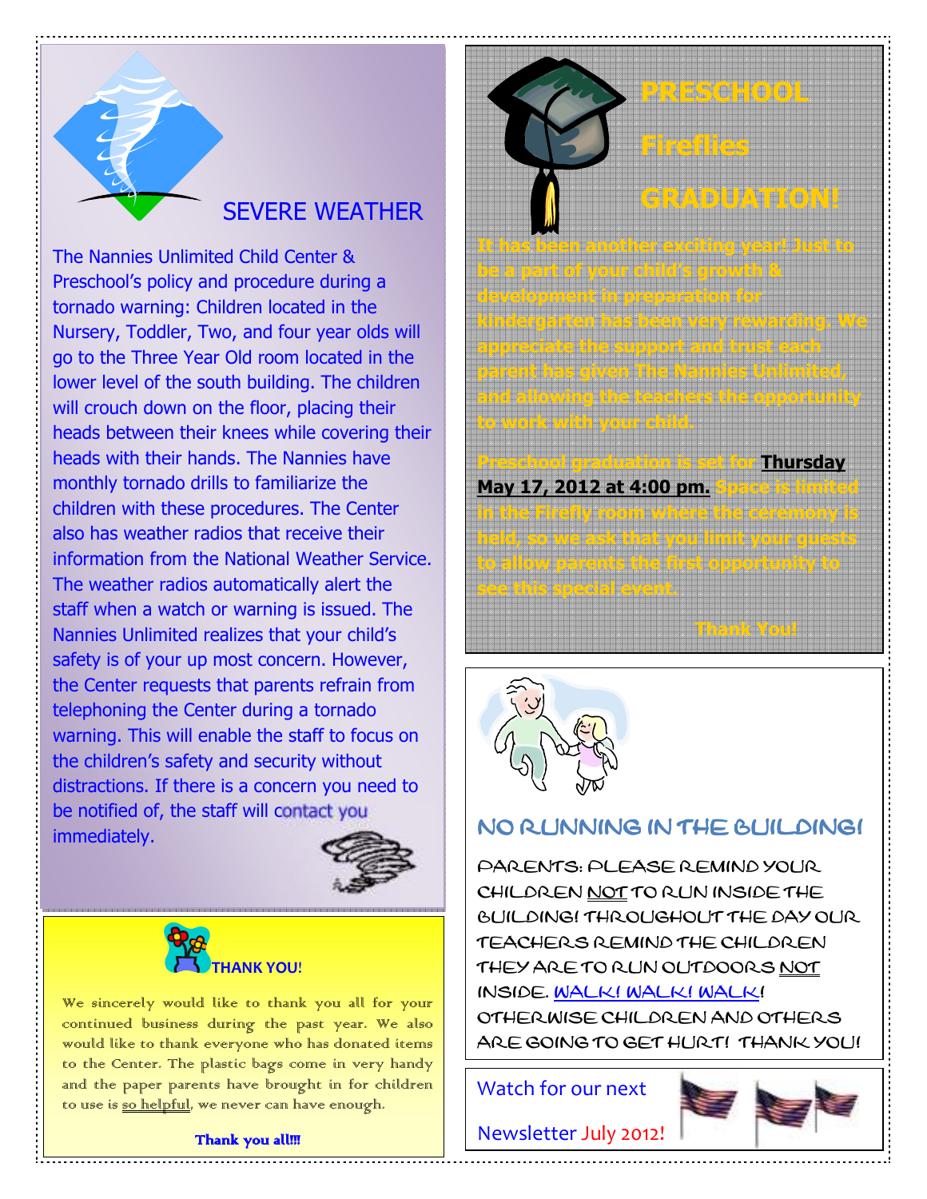## SEVERE WEATHER

The Nannies Unlimited Child Center & Preschool's policy and procedure during a tornado warning: Children located in the Nursery, Toddler, Two, and four year olds will go to the Three Year Old room located in the lower level of the south building. The children will crouch down on the floor, placing their heads between their knees while covering their heads with their hands. The Nannies have monthly tornado drills to familiarize the children with these procedures. The Center also has weather radios that receive their information from the National Weather Service. The weather radios automatically alert the staff when a watch or warning is issued. The Nannies Unlimited realizes that your child's safety is of your up most concern. However, the Center requests that parents refrain from telephoning the Center during a tornado warning. This will enable the staff to focus on the children's safety and security without distractions. If there is a concern you need to be notified of, the staff will contact you immediately.

## THANK YOU!

We sincerely would like to thank you all for your continued business during the past year. We also would like to thank everyone who has donated items to the Center. The plastic bags come in very handy and the paper parents have brought in for children to use is so helpful, we never can have enough.

**Thank you all!!!**

## PRESCHOOL Fireflies GRADUATION!

**It has been another exciting year! Just to be a part of your child's growth & development in preparation for kindergarten has been very rewarding. We appreciate the support and trust each parent has given The Nannies Unlimited, and allowing the teachers the opportunity to work with your child.**

**Preschool graduation is set for Thursday May 17, 2012 at 4:00 pm. Space is limited in the Firefly room where the ceremony is held, so we ask that you limit your guests to allow parents the first opportunity to see this special event.**

**Thank You!**

## NO RUNNING IN THE BUILDING!

PARENTS: PLEASE REMIND YOUR CHILDREN NOT TO RUN INSIDE THE BUILDING! THROUGHOUT THE DAY OUR TEACHERS REMIND THE CHILDREN THEY ARE TO RUN OUTDOORS NOT INSIDE. WALK! WALK! WALK! OTHERWISE CHILDREN AND OTHERS ARE GOING TO GET HURT! THANK YOU!

Watch for our next Newsletter July 2012!